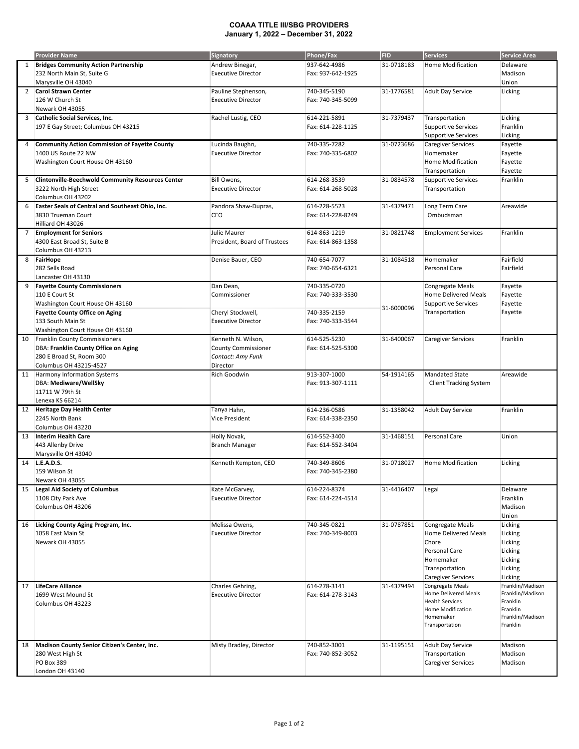# COAAA TITLE III/SBG PROVIDERS
## January 1, 2022 – December 31, 2022

| | Provider Name | Signatory | Phone/Fax | FID | Services | Service Area |
|---|---|---|---|---|---|---|
| 1 | **Bridges Community Action Partnership**<br>232 North Main St, Suite G<br>Marysville OH 43040 | Andrew Binegar,<br>Executive Director | 937-642-4986<br>Fax: 937-642-1925 | 31-0718183 | Home Modification | Delaware<br>Madison<br>Union |
| 2 | **Carol Strawn Center**<br>126 W Church St<br>Newark OH 43055 | Pauline Stephenson,<br>Executive Director | 740-345-5190<br>Fax: 740-345-5099 | 31-1776581 | Adult Day Service | Licking |
| 3 | **Catholic Social Services, Inc.**<br>197 E Gay Street; Columbus OH 43215 | Rachel Lustig, CEO | 614-221-5891<br>Fax: 614-228-1125 | 31-7379437 | Transportation<br>Supportive Services<br>Supportive Services | Licking<br>Franklin<br>Licking |
| 4 | **Community Action Commission of Fayette County**<br>1400 US Route 22 NW<br>Washington Court House OH 43160 | Lucinda Baughn,<br>Executive Director | 740-335-7282<br>Fax: 740-335-6802 | 31-0723686 | Caregiver Services<br>Homemaker<br>Home Modification<br>Transportation | Fayette<br>Fayette<br>Fayette<br>Fayette |
| 5 | **Clintonville-Beechwold Community Resources Center**<br>3222 North High Street<br>Columbus OH 43202 | Bill Owens,<br>Executive Director | 614-268-3539<br>Fax: 614-268-5028 | 31-0834578 | Supportive Services<br>Transportation | Franklin |
| 6 | **Easter Seals of Central and Southeast Ohio, Inc.**<br>3830 Trueman Court<br>Hilliard OH 43026 | Pandora Shaw-Dupras,<br>CEO | 614-228-5523<br>Fax: 614-228-8249 | 31-4379471 | Long Term Care Ombudsman | Areawide |
| 7 | **Employment for Seniors**<br>4300 East Broad St, Suite B<br>Columbus OH 43213 | Julie Maurer<br>President, Board of Trustees | 614-863-1219<br>Fax: 614-863-1358 | 31-0821748 | Employment Services | Franklin |
| 8 | **FairHope**<br>282 Sells Road<br>Lancaster OH 43130 | Denise Bauer, CEO | 740-654-7077<br>Fax: 740-654-6321 | 31-1084518 | Homemaker<br>Personal Care | Fairfield<br>Fairfield |
| 9 | **Fayette County Commissioners**<br>110 E Court St<br>Washington Court House OH 43160<br>**Fayette County Office on Aging**<br>133 South Main St<br>Washington Court House OH 43160 | Dan Dean,<br>Commissioner<br><br>Cheryl Stockwell,<br>Executive Director | 740-335-0720<br>Fax: 740-333-3530<br><br>740-335-2159<br>Fax: 740-333-3544 | 31-6000096 | Congregate Meals<br>Home Delivered Meals<br>Supportive Services<br>Transportation | Fayette<br>Fayette<br>Fayette<br>Fayette |
| 10 | Franklin County Commissioners<br>DBA: **Franklin County Office on Aging**<br>280 E Broad St, Room 300<br>Columbus OH 43215-4527 | Kenneth N. Wilson,<br>County Commissioner<br>*Contact: Amy Funk*<br>Director | 614-525-5230<br>Fax: 614-525-5300 | 31-6400067 | Caregiver Services | Franklin |
| 11 | Harmony Information Systems<br>DBA: **Mediware/WellSky**<br>11711 W 79th St<br>Lenexa KS 66214 | Rich Goodwin | 913-307-1000<br>Fax: 913-307-1111 | 54-1914165 | Mandated State Client Tracking System | Areawide |
| 12 | **Heritage Day Health Center**<br>2245 North Bank<br>Columbus OH 43220 | Tanya Hahn,<br>Vice President | 614-236-0586<br>Fax: 614-338-2350 | 31-1358042 | Adult Day Service | Franklin |
| 13 | **Interim Health Care**<br>443 Allenby Drive<br>Marysville OH 43040 | Holly Novak,<br>Branch Manager | 614-552-3400<br>Fax: 614-552-3404 | 31-1468151 | Personal Care | Union |
| 14 | **L.E.A.D.S.**<br>159 Wilson St<br>Newark OH 43055 | Kenneth Kempton, CEO | 740-349-8606<br>Fax: 740-345-2380 | 31-0718027 | Home Modification | Licking |
| 15 | **Legal Aid Society of Columbus**<br>1108 City Park Ave<br>Columbus OH 43206 | Kate McGarvey,<br>Executive Director | 614-224-8374<br>Fax: 614-224-4514 | 31-4416407 | Legal | Delaware<br>Franklin<br>Madison<br>Union |
| 16 | **Licking County Aging Program, Inc.**<br>1058 East Main St<br>Newark OH 43055 | Melissa Owens,<br>Executive Director | 740-345-0821<br>Fax: 740-349-8003 | 31-0787851 | Congregate Meals<br>Home Delivered Meals<br>Chore<br>Personal Care<br>Homemaker<br>Transportation<br>Caregiver Services | Licking<br>Licking<br>Licking<br>Licking<br>Licking<br>Licking<br>Licking |
| 17 | **LifeCare Alliance**<br>1699 West Mound St<br>Columbus OH 43223 | Charles Gehring,<br>Executive Director | 614-278-3141<br>Fax: 614-278-3143 | 31-4379494 | Congregate Meals<br>Home Delivered Meals<br>Health Services<br>Home Modification<br>Homemaker<br>Transportation | Franklin/Madison<br>Franklin/Madison<br>Franklin<br>Franklin<br>Franklin/Madison<br>Franklin |
| 18 | **Madison County Senior Citizen's Center, Inc.**<br>280 West High St<br>PO Box 389<br>London OH 43140 | Misty Bradley, Director | 740-852-3001<br>Fax: 740-852-3052 | 31-1195151 | Adult Day Service<br>Transportation<br>Caregiver Services | Madison<br>Madison<br>Madison |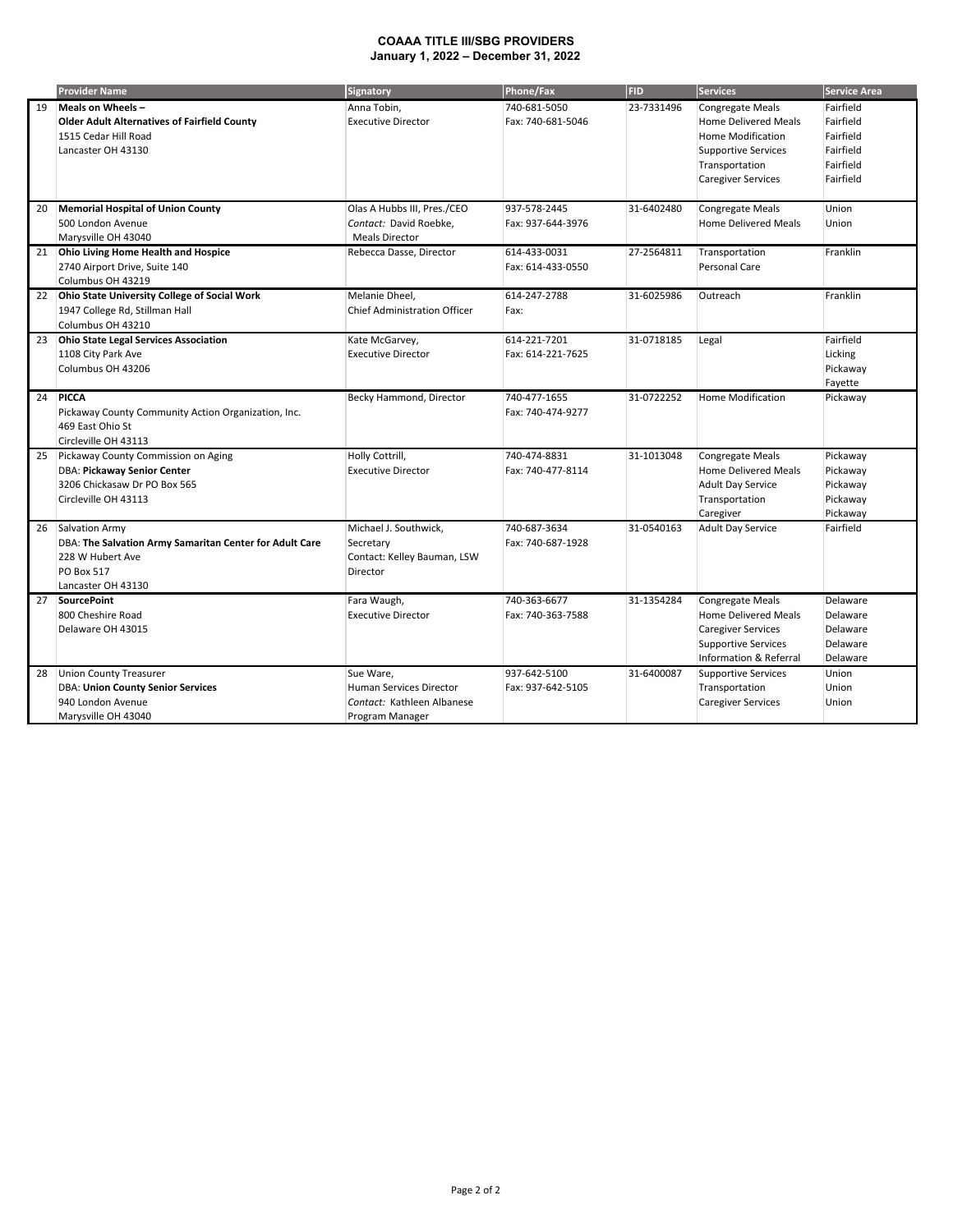**COAAA TITLE III/SBG PROVIDERS**
**January 1, 2022 – December 31, 2022**

| | Provider Name | Signatory | Phone/Fax | FID | Services | Service Area |
|---|---|---|---|---|---|---|
| 19 | **Meals on Wheels –**<br>**Older Adult Alternatives of Fairfield County**<br>1515 Cedar Hill Road<br>Lancaster OH 43130 | Anna Tobin,<br>Executive Director | 740-681-5050<br>Fax: 740-681-5046 | 23-7331496 | Congregate Meals<br>Home Delivered Meals<br>Home Modification<br>Supportive Services<br>Transportation<br>Caregiver Services | Fairfield<br>Fairfield<br>Fairfield<br>Fairfield<br>Fairfield<br>Fairfield |
| 20 | **Memorial Hospital of Union County**<br>500 London Avenue<br>Marysville OH 43040 | Olas A Hubbs III, Pres./CEO<br>*Contact:* David Roebke,<br>Meals Director | 937-578-2445<br>Fax: 937-644-3976 | 31-6402480 | Congregate Meals<br>Home Delivered Meals | Union<br>Union |
| 21 | **Ohio Living Home Health and Hospice**<br>2740 Airport Drive, Suite 140<br>Columbus OH 43219 | Rebecca Dasse, Director | 614-433-0031<br>Fax: 614-433-0550 | 27-2564811 | Transportation<br>Personal Care | Franklin |
| 22 | **Ohio State University College of Social Work**<br>1947 College Rd, Stillman Hall<br>Columbus OH 43210 | Melanie Dheel,<br>Chief Administration Officer | 614-247-2788<br>Fax: | 31-6025986 | Outreach | Franklin |
| 23 | **Ohio State Legal Services Association**<br>1108 City Park Ave<br>Columbus OH 43206 | Kate McGarvey,<br>Executive Director | 614-221-7201<br>Fax: 614-221-7625 | 31-0718185 | Legal | Fairfield<br>Licking<br>Pickaway<br>Fayette |
| 24 | **PICCA**<br>Pickaway County Community Action Organization, Inc.<br>469 East Ohio St<br>Circleville OH 43113 | Becky Hammond, Director | 740-477-1655<br>Fax: 740-474-9277 | 31-0722252 | Home Modification | Pickaway |
| 25 | Pickaway County Commission on Aging<br>DBA: **Pickaway Senior Center**<br>3206 Chickasaw Dr PO Box 565<br>Circleville OH 43113 | Holly Cottrill,<br>Executive Director | 740-474-8831<br>Fax: 740-477-8114 | 31-1013048 | Congregate Meals<br>Home Delivered Meals<br>Adult Day Service<br>Transportation<br>Caregiver | Pickaway<br>Pickaway<br>Pickaway<br>Pickaway<br>Pickaway |
| 26 | Salvation Army<br>DBA: **The Salvation Army Samaritan Center for Adult Care**<br>228 W Hubert Ave<br>PO Box 517<br>Lancaster OH 43130 | Michael J. Southwick,<br>Secretary<br>Contact: Kelley Bauman, LSW<br>Director | 740-687-3634<br>Fax: 740-687-1928 | 31-0540163 | Adult Day Service | Fairfield |
| 27 | **SourcePoint**<br>800 Cheshire Road<br>Delaware OH 43015 | Fara Waugh,<br>Executive Director | 740-363-6677<br>Fax: 740-363-7588 | 31-1354284 | Congregate Meals<br>Home Delivered Meals<br>Caregiver Services<br>Supportive Services<br>Information & Referral | Delaware<br>Delaware<br>Delaware<br>Delaware<br>Delaware |
| 28 | Union County Treasurer<br>DBA: **Union County Senior Services**<br>940 London Avenue<br>Marysville OH 43040 | Sue Ware,<br>Human Services Director<br>*Contact:* Kathleen Albanese<br>Program Manager | 937-642-5100<br>Fax: 937-642-5105 | 31-6400087 | Supportive Services<br>Transportation<br>Caregiver Services | Union<br>Union<br>Union |